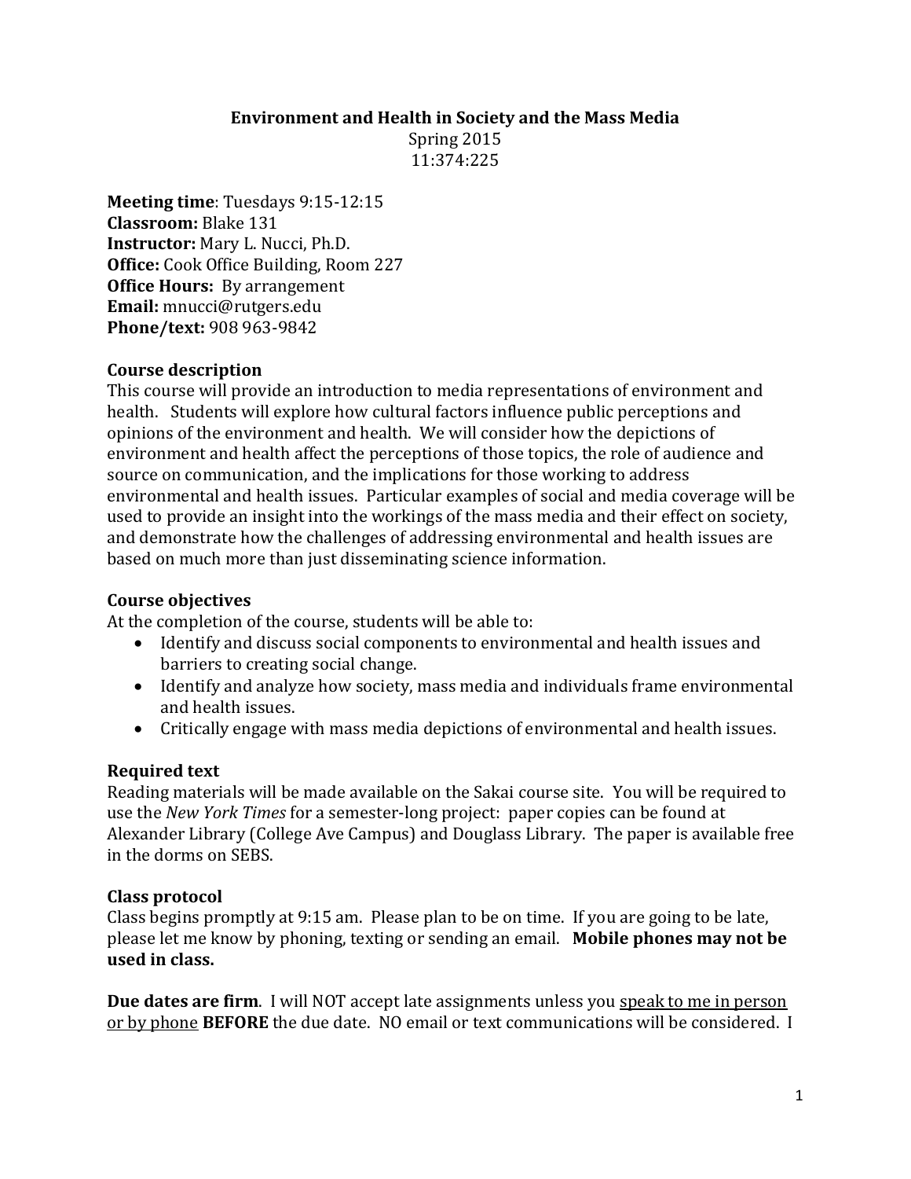# Environment and Health in Society and the Mass Media

Spring 2015
11:374:225

**Meeting time**: Tuesdays 9:15-12:15
**Classroom:** Blake 131
**Instructor:** Mary L. Nucci, Ph.D.
**Office:** Cook Office Building, Room 227
**Office Hours:** By arrangement
**Email:** mnucci@rutgers.edu
**Phone/text:** 908 963-9842

## Course description

This course will provide an introduction to media representations of environment and health. Students will explore how cultural factors influence public perceptions and opinions of the environment and health. We will consider how the depictions of environment and health affect the perceptions of those topics, the role of audience and source on communication, and the implications for those working to address environmental and health issues. Particular examples of social and media coverage will be used to provide an insight into the workings of the mass media and their effect on society, and demonstrate how the challenges of addressing environmental and health issues are based on much more than just disseminating science information.

## Course objectives

At the completion of the course, students will be able to:

- Identify and discuss social components to environmental and health issues and barriers to creating social change.
- Identify and analyze how society, mass media and individuals frame environmental and health issues.
- Critically engage with mass media depictions of environmental and health issues.

## Required text

Reading materials will be made available on the Sakai course site. You will be required to use the *New York Times* for a semester-long project: paper copies can be found at Alexander Library (College Ave Campus) and Douglass Library. The paper is available free in the dorms on SEBS.

## Class protocol

Class begins promptly at 9:15 am. Please plan to be on time. If you are going to be late, please let me know by phoning, texting or sending an email. **Mobile phones may not be used in class.**

**Due dates are firm**. I will NOT accept late assignments unless you <u>speak to me in person or by phone</u> **BEFORE** the due date. NO email or text communications will be considered. I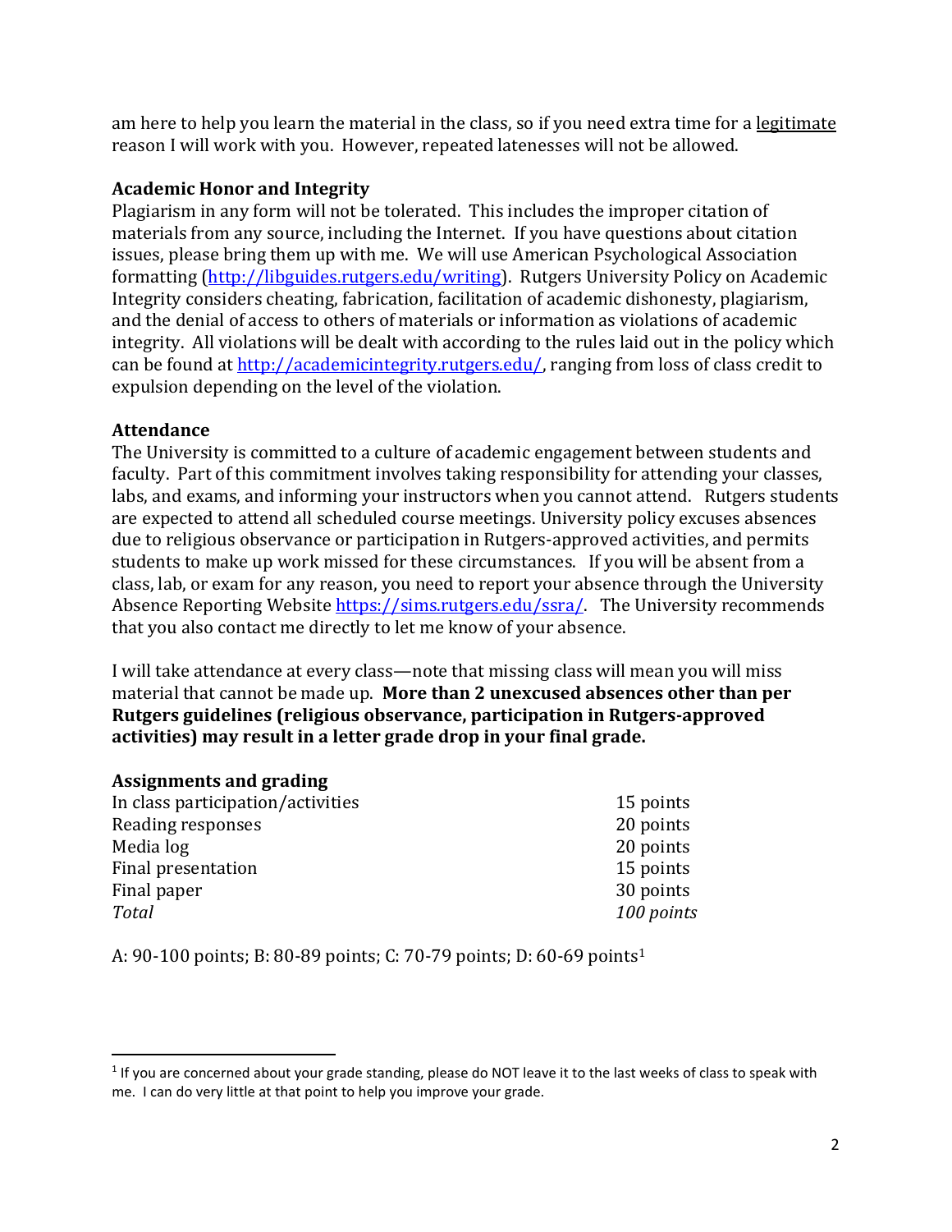am here to help you learn the material in the class, so if you need extra time for a legitimate reason I will work with you. However, repeated latenesses will not be allowed.

### Academic Honor and Integrity

Plagiarism in any form will not be tolerated. This includes the improper citation of materials from any source, including the Internet. If you have questions about citation issues, please bring them up with me. We will use American Psychological Association formatting (http://libguides.rutgers.edu/writing). Rutgers University Policy on Academic Integrity considers cheating, fabrication, facilitation of academic dishonesty, plagiarism, and the denial of access to others of materials or information as violations of academic integrity. All violations will be dealt with according to the rules laid out in the policy which can be found at http://academicintegrity.rutgers.edu/, ranging from loss of class credit to expulsion depending on the level of the violation.

### Attendance

The University is committed to a culture of academic engagement between students and faculty. Part of this commitment involves taking responsibility for attending your classes, labs, and exams, and informing your instructors when you cannot attend. Rutgers students are expected to attend all scheduled course meetings. University policy excuses absences due to religious observance or participation in Rutgers-approved activities, and permits students to make up work missed for these circumstances. If you will be absent from a class, lab, or exam for any reason, you need to report your absence through the University Absence Reporting Website https://sims.rutgers.edu/ssra/. The University recommends that you also contact me directly to let me know of your absence.

I will take attendance at every class—note that missing class will mean you will miss material that cannot be made up. **More than 2 unexcused absences other than per Rutgers guidelines (religious observance, participation in Rutgers-approved activities) may result in a letter grade drop in your final grade.**

### Assignments and grading

| | |
|---|---|
| In class participation/activities | 15 points |
| Reading responses | 20 points |
| Media log | 20 points |
| Final presentation | 15 points |
| Final paper | 30 points |
| *Total* | *100 points* |

A: 90-100 points; B: 80-89 points; C: 70-79 points; D: 60-69 points[1]

[1] If you are concerned about your grade standing, please do NOT leave it to the last weeks of class to speak with me. I can do very little at that point to help you improve your grade.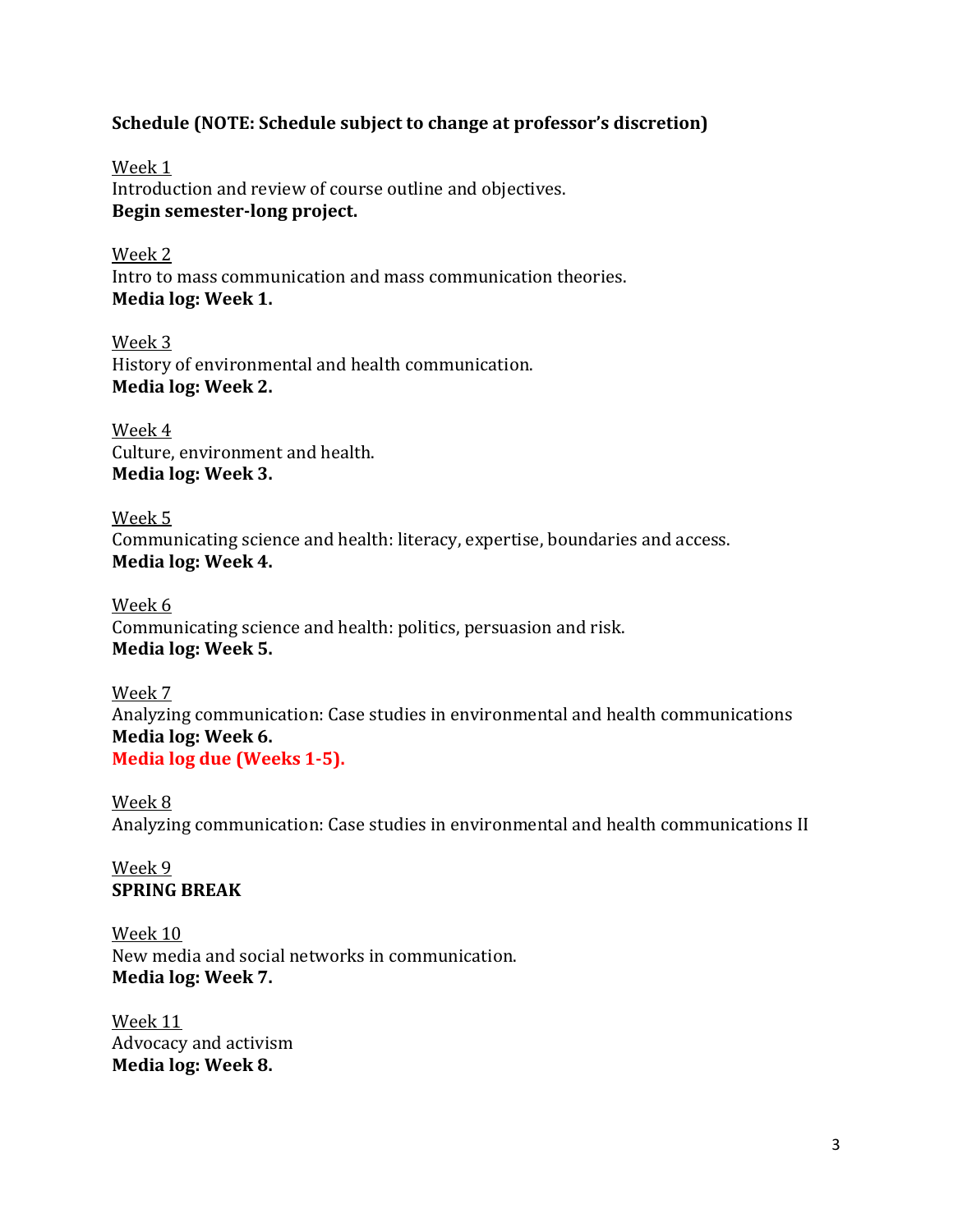**Schedule (NOTE: Schedule subject to change at professor's discretion)**

Week 1
Introduction and review of course outline and objectives.
**Begin semester-long project.**

Week 2
Intro to mass communication and mass communication theories.
**Media log: Week 1.**

Week 3
History of environmental and health communication.
**Media log: Week 2.**

Week 4
Culture, environment and health.
**Media log: Week 3.**

Week 5
Communicating science and health: literacy, expertise, boundaries and access.
**Media log: Week 4.**

Week 6
Communicating science and health: politics, persuasion and risk.
**Media log: Week 5.**

Week 7
Analyzing communication: Case studies in environmental and health communications
**Media log: Week 6.**
**Media log due (Weeks 1-5).**

Week 8
Analyzing communication: Case studies in environmental and health communications II

Week 9
**SPRING BREAK**

Week 10
New media and social networks in communication.
**Media log: Week 7.**

Week 11
Advocacy and activism
**Media log: Week 8.**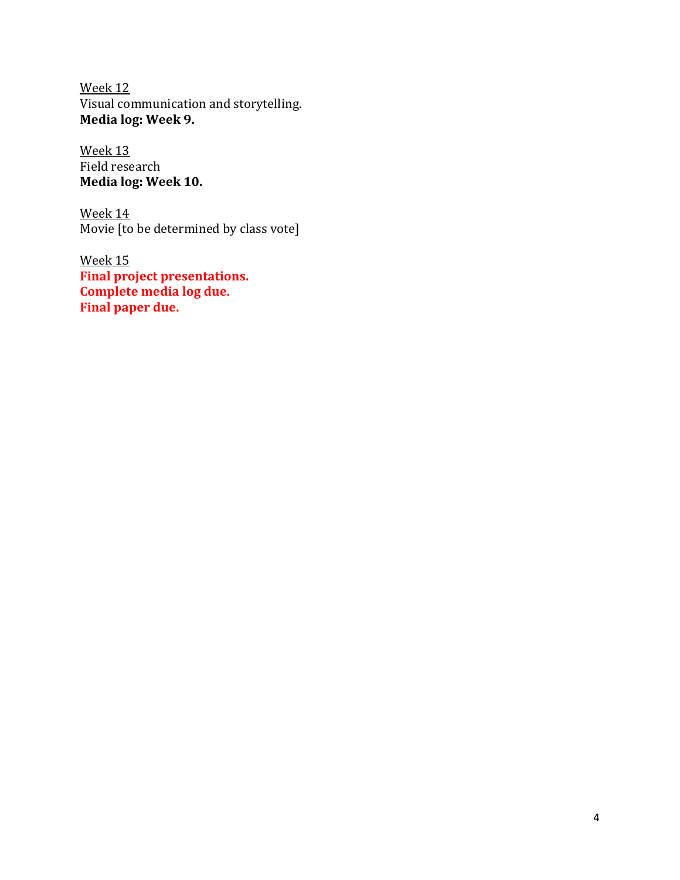<u>Week 12</u>
Visual communication and storytelling.
**Media log: Week 9.**

<u>Week 13</u>
Field research
**Media log: Week 10.**

<u>Week 14</u>
Movie [to be determined by class vote]

<u>Week 15</u>
**Final project presentations.**
**Complete media log due.**
**Final paper due.**